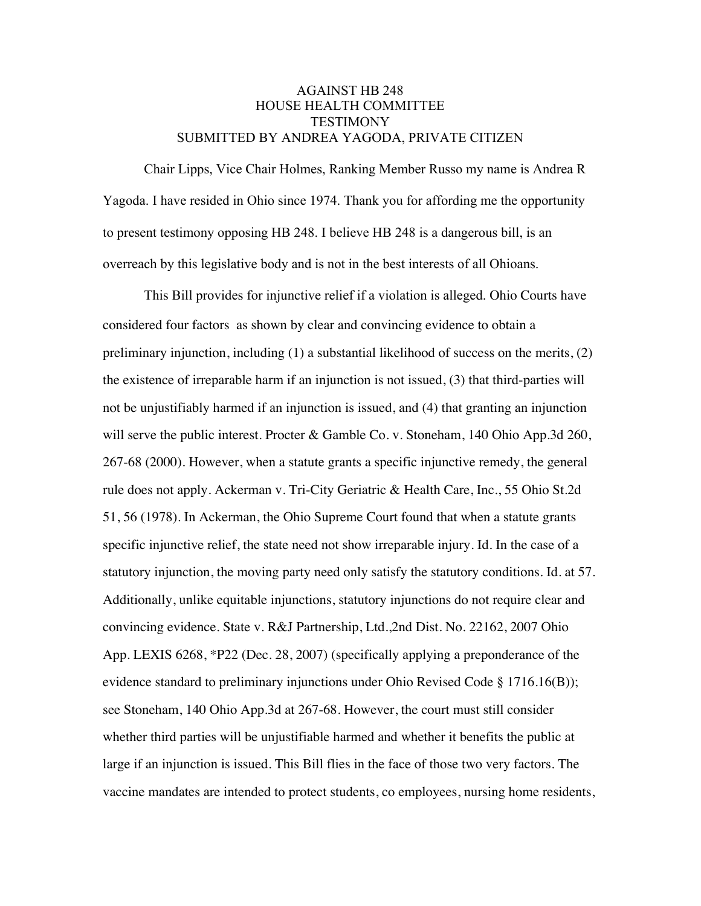AGAINST HB 248
HOUSE HEALTH COMMITTEE
TESTIMONY
SUBMITTED BY ANDREA YAGODA, PRIVATE CITIZEN

Chair Lipps, Vice Chair Holmes, Ranking Member Russo my name is Andrea R Yagoda. I have resided in Ohio since 1974. Thank you for affording me the opportunity to present testimony opposing HB 248. I believe HB 248 is a dangerous bill, is an overreach by this legislative body and is not in the best interests of all Ohioans.

This Bill provides for injunctive relief if a violation is alleged. Ohio Courts have considered four factors as shown by clear and convincing evidence to obtain a preliminary injunction, including (1) a substantial likelihood of success on the merits, (2) the existence of irreparable harm if an injunction is not issued, (3) that third-parties will not be unjustifiably harmed if an injunction is issued, and (4) that granting an injunction will serve the public interest. Procter & Gamble Co. v. Stoneham, 140 Ohio App.3d 260, 267-68 (2000). However, when a statute grants a specific injunctive remedy, the general rule does not apply. Ackerman v. Tri-City Geriatric & Health Care, Inc., 55 Ohio St.2d 51, 56 (1978). In Ackerman, the Ohio Supreme Court found that when a statute grants specific injunctive relief, the state need not show irreparable injury. Id. In the case of a statutory injunction, the moving party need only satisfy the statutory conditions. Id. at 57. Additionally, unlike equitable injunctions, statutory injunctions do not require clear and convincing evidence. State v. R&J Partnership, Ltd.,2nd Dist. No. 22162, 2007 Ohio App. LEXIS 6268, *P22 (Dec. 28, 2007) (specifically applying a preponderance of the evidence standard to preliminary injunctions under Ohio Revised Code § 1716.16(B)); see Stoneham, 140 Ohio App.3d at 267-68. However, the court must still consider whether third parties will be unjustifiable harmed and whether it benefits the public at large if an injunction is issued. This Bill flies in the face of those two very factors. The vaccine mandates are intended to protect students, co employees, nursing home residents,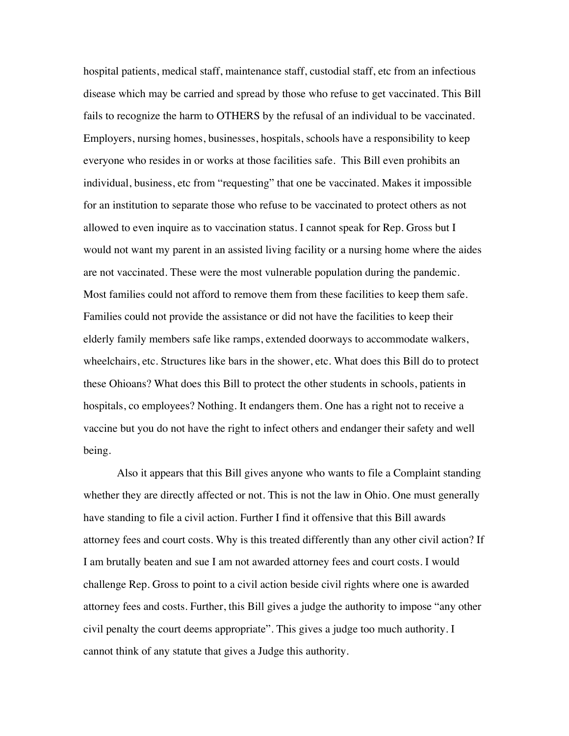hospital patients, medical staff, maintenance staff, custodial staff, etc from an infectious disease which may be carried and spread by those who refuse to get vaccinated. This Bill fails to recognize the harm to OTHERS by the refusal of an individual to be vaccinated. Employers, nursing homes, businesses, hospitals, schools have a responsibility to keep everyone who resides in or works at those facilities safe. This Bill even prohibits an individual, business, etc from "requesting" that one be vaccinated. Makes it impossible for an institution to separate those who refuse to be vaccinated to protect others as not allowed to even inquire as to vaccination status. I cannot speak for Rep. Gross but I would not want my parent in an assisted living facility or a nursing home where the aides are not vaccinated. These were the most vulnerable population during the pandemic. Most families could not afford to remove them from these facilities to keep them safe. Families could not provide the assistance or did not have the facilities to keep their elderly family members safe like ramps, extended doorways to accommodate walkers, wheelchairs, etc. Structures like bars in the shower, etc. What does this Bill do to protect these Ohioans? What does this Bill to protect the other students in schools, patients in hospitals, co employees? Nothing. It endangers them. One has a right not to receive a vaccine but you do not have the right to infect others and endanger their safety and well being.

Also it appears that this Bill gives anyone who wants to file a Complaint standing whether they are directly affected or not. This is not the law in Ohio. One must generally have standing to file a civil action. Further I find it offensive that this Bill awards attorney fees and court costs. Why is this treated differently than any other civil action? If I am brutally beaten and sue I am not awarded attorney fees and court costs. I would challenge Rep. Gross to point to a civil action beside civil rights where one is awarded attorney fees and costs. Further, this Bill gives a judge the authority to impose "any other civil penalty the court deems appropriate". This gives a judge too much authority. I cannot think of any statute that gives a Judge this authority.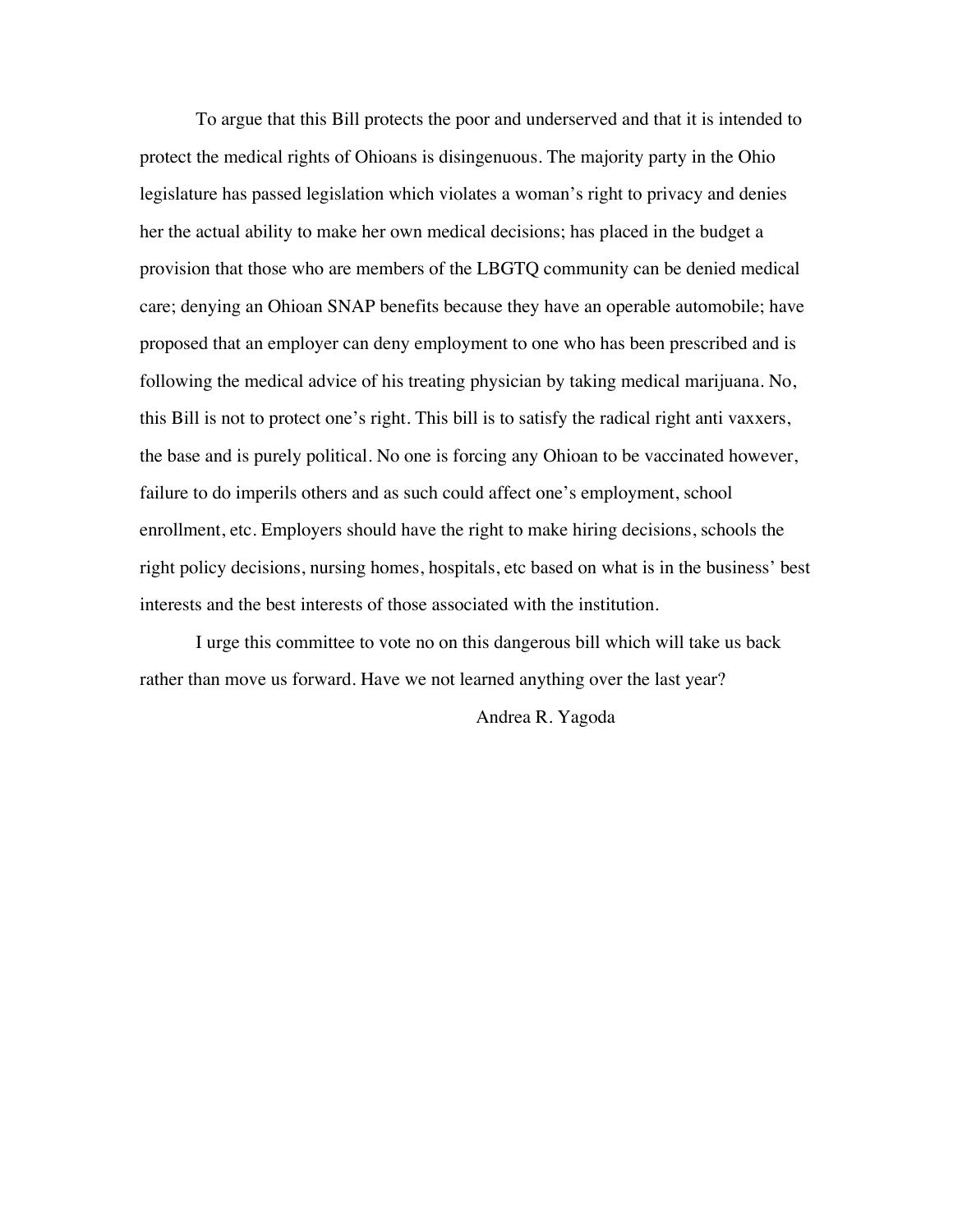To argue that this Bill protects the poor and underserved and that it is intended to protect the medical rights of Ohioans is disingenuous. The majority party in the Ohio legislature has passed legislation which violates a woman's right to privacy and denies her the actual ability to make her own medical decisions; has placed in the budget a provision that those who are members of the LBGTQ community can be denied medical care; denying an Ohioan SNAP benefits because they have an operable automobile; have proposed that an employer can deny employment to one who has been prescribed and is following the medical advice of his treating physician by taking medical marijuana. No, this Bill is not to protect one's right. This bill is to satisfy the radical right anti vaxxers, the base and is purely political. No one is forcing any Ohioan to be vaccinated however, failure to do imperils others and as such could affect one's employment, school enrollment, etc. Employers should have the right to make hiring decisions, schools the right policy decisions, nursing homes, hospitals, etc based on what is in the business' best interests and the best interests of those associated with the institution.

I urge this committee to vote no on this dangerous bill which will take us back rather than move us forward. Have we not learned anything over the last year?

Andrea R. Yagoda